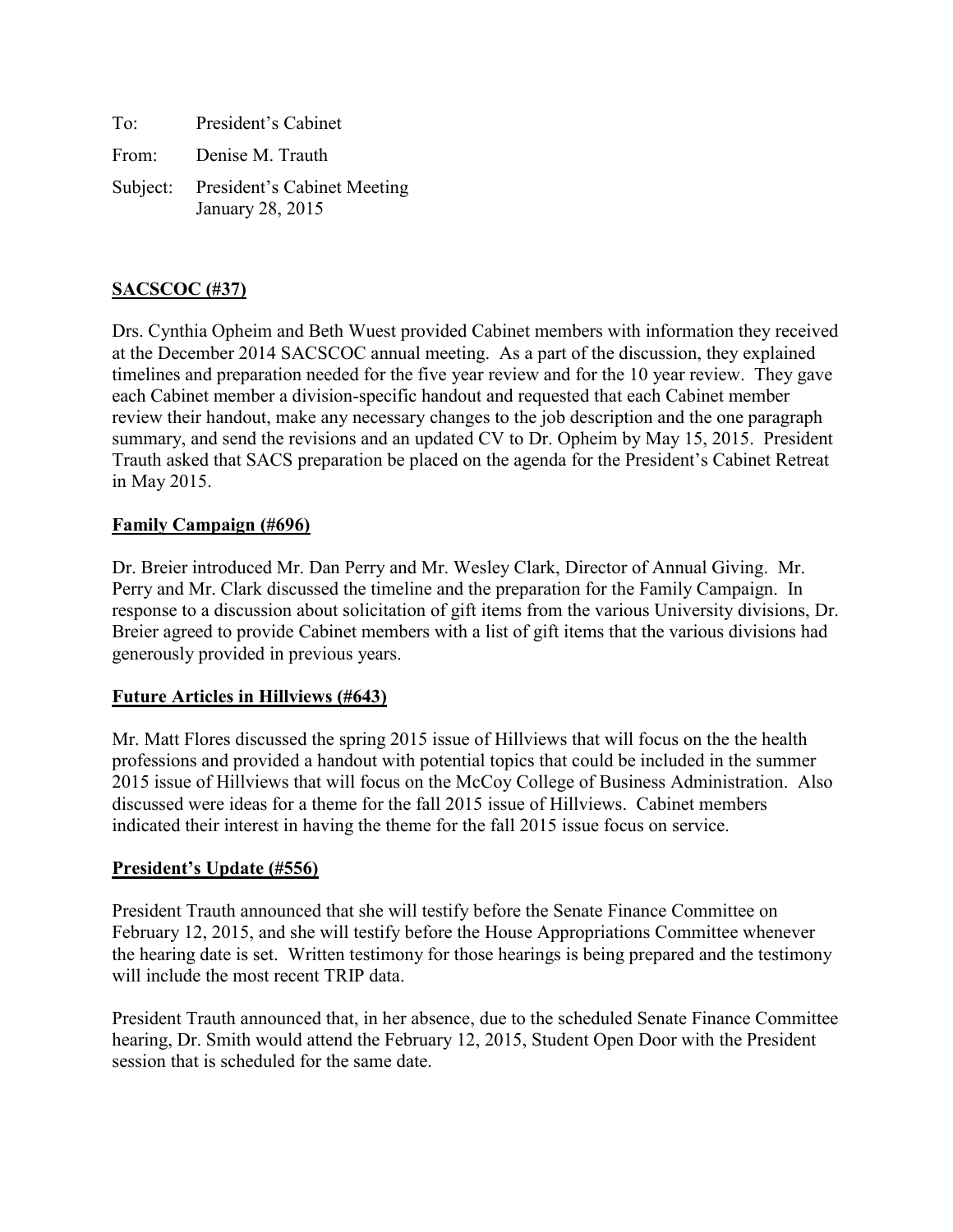To: President's Cabinet

From: Denise M. Trauth

Subject: President's Cabinet Meeting
January 28, 2015

**SACSCOC (#37)**

Drs. Cynthia Opheim and Beth Wuest provided Cabinet members with information they received at the December 2014 SACSCOC annual meeting. As a part of the discussion, they explained timelines and preparation needed for the five year review and for the 10 year review. They gave each Cabinet member a division-specific handout and requested that each Cabinet member review their handout, make any necessary changes to the job description and the one paragraph summary, and send the revisions and an updated CV to Dr. Opheim by May 15, 2015. President Trauth asked that SACS preparation be placed on the agenda for the President's Cabinet Retreat in May 2015.

**Family Campaign (#696)**

Dr. Breier introduced Mr. Dan Perry and Mr. Wesley Clark, Director of Annual Giving. Mr. Perry and Mr. Clark discussed the timeline and the preparation for the Family Campaign. In response to a discussion about solicitation of gift items from the various University divisions, Dr. Breier agreed to provide Cabinet members with a list of gift items that the various divisions had generously provided in previous years.

**Future Articles in Hillviews (#643)**

Mr. Matt Flores discussed the spring 2015 issue of Hillviews that will focus on the the health professions and provided a handout with potential topics that could be included in the summer 2015 issue of Hillviews that will focus on the McCoy College of Business Administration. Also discussed were ideas for a theme for the fall 2015 issue of Hillviews. Cabinet members indicated their interest in having the theme for the fall 2015 issue focus on service.

**President's Update (#556)**

President Trauth announced that she will testify before the Senate Finance Committee on February 12, 2015, and she will testify before the House Appropriations Committee whenever the hearing date is set. Written testimony for those hearings is being prepared and the testimony will include the most recent TRIP data.

President Trauth announced that, in her absence, due to the scheduled Senate Finance Committee hearing, Dr. Smith would attend the February 12, 2015, Student Open Door with the President session that is scheduled for the same date.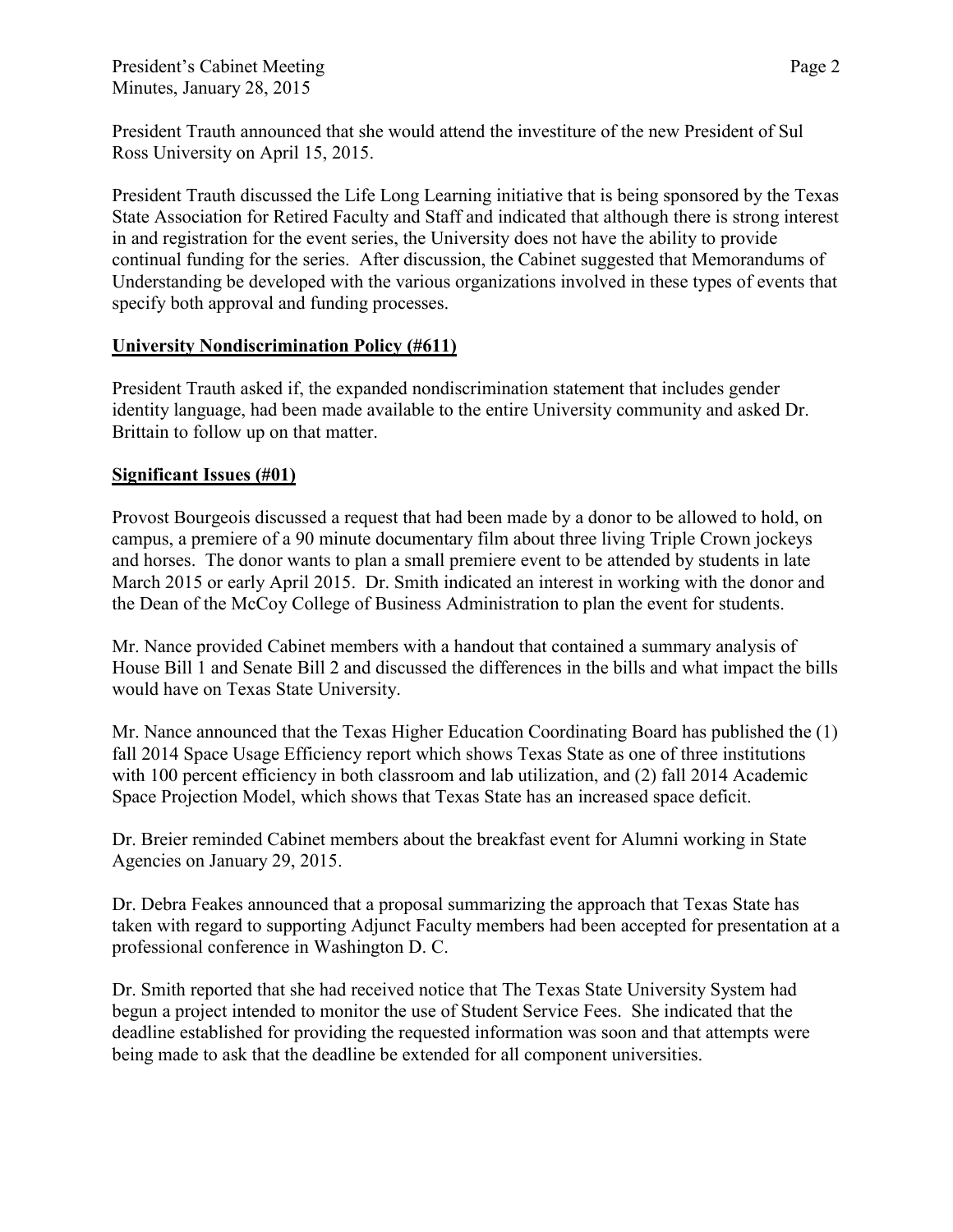President Trauth announced that she would attend the investiture of the new President of Sul Ross University on April 15, 2015.

President Trauth discussed the Life Long Learning initiative that is being sponsored by the Texas State Association for Retired Faculty and Staff and indicated that although there is strong interest in and registration for the event series, the University does not have the ability to provide continual funding for the series. After discussion, the Cabinet suggested that Memorandums of Understanding be developed with the various organizations involved in these types of events that specify both approval and funding processes.

**University Nondiscrimination Policy (#611)**

President Trauth asked if, the expanded nondiscrimination statement that includes gender identity language, had been made available to the entire University community and asked Dr. Brittain to follow up on that matter.

**Significant Issues (#01)**

Provost Bourgeois discussed a request that had been made by a donor to be allowed to hold, on campus, a premiere of a 90 minute documentary film about three living Triple Crown jockeys and horses. The donor wants to plan a small premiere event to be attended by students in late March 2015 or early April 2015. Dr. Smith indicated an interest in working with the donor and the Dean of the McCoy College of Business Administration to plan the event for students.

Mr. Nance provided Cabinet members with a handout that contained a summary analysis of House Bill 1 and Senate Bill 2 and discussed the differences in the bills and what impact the bills would have on Texas State University.

Mr. Nance announced that the Texas Higher Education Coordinating Board has published the (1) fall 2014 Space Usage Efficiency report which shows Texas State as one of three institutions with 100 percent efficiency in both classroom and lab utilization, and (2) fall 2014 Academic Space Projection Model, which shows that Texas State has an increased space deficit.

Dr. Breier reminded Cabinet members about the breakfast event for Alumni working in State Agencies on January 29, 2015.

Dr. Debra Feakes announced that a proposal summarizing the approach that Texas State has taken with regard to supporting Adjunct Faculty members had been accepted for presentation at a professional conference in Washington D. C.

Dr. Smith reported that she had received notice that The Texas State University System had begun a project intended to monitor the use of Student Service Fees. She indicated that the deadline established for providing the requested information was soon and that attempts were being made to ask that the deadline be extended for all component universities.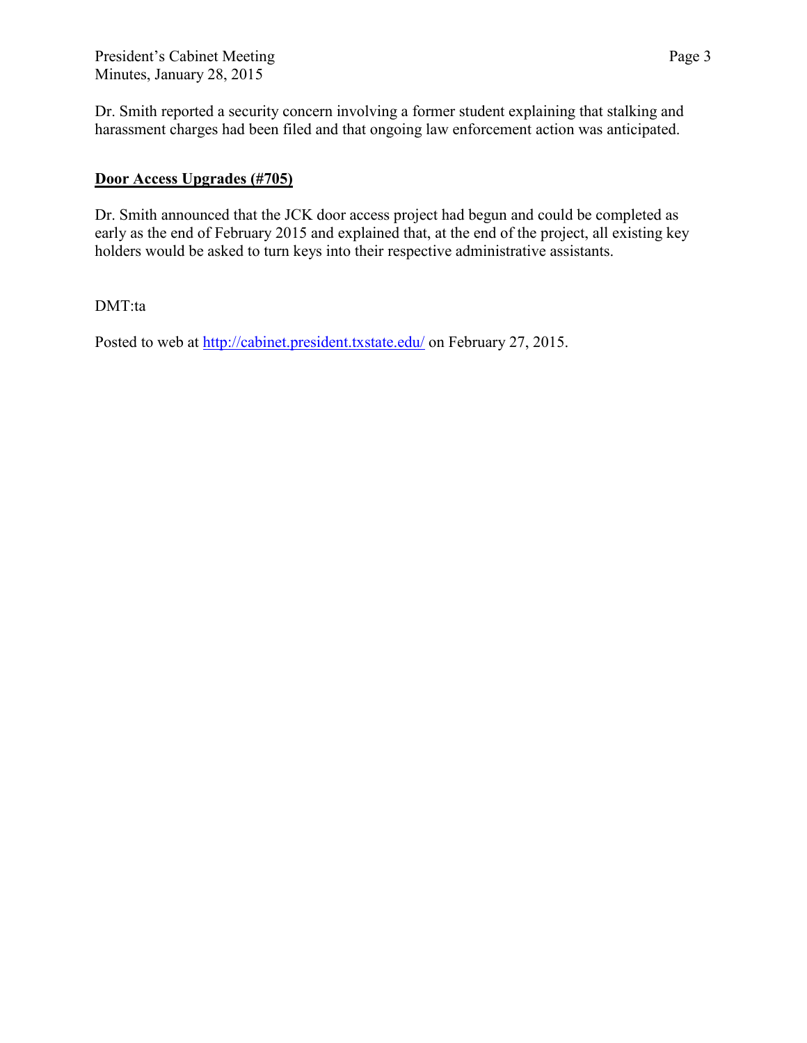Dr. Smith reported a security concern involving a former student explaining that stalking and harassment charges had been filed and that ongoing law enforcement action was anticipated.

**Door Access Upgrades (#705)**

Dr. Smith announced that the JCK door access project had begun and could be completed as early as the end of February 2015 and explained that, at the end of the project, all existing key holders would be asked to turn keys into their respective administrative assistants.

DMT:ta

Posted to web at http://cabinet.president.txstate.edu/ on February 27, 2015.